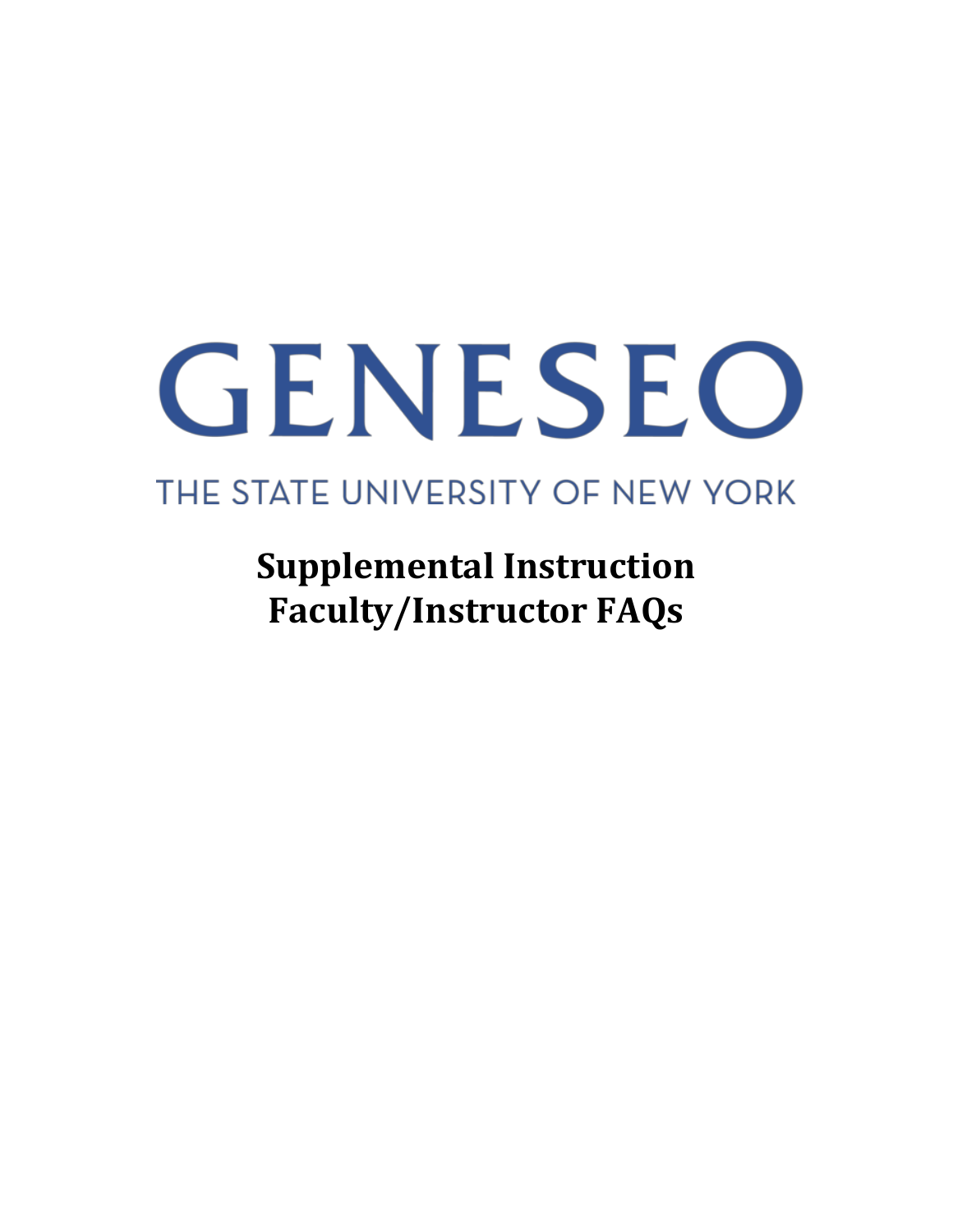GENESEO

THE STATE UNIVERSITY OF NEW YORK

# Supplemental Instruction Faculty/Instructor FAQs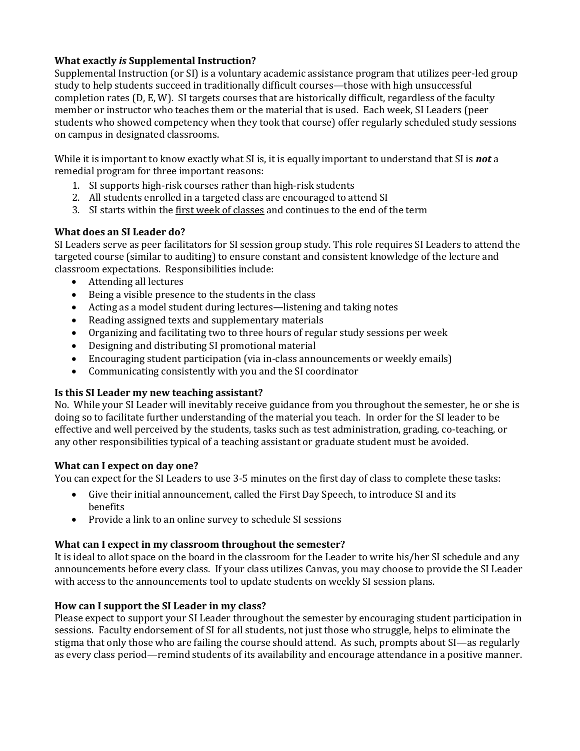### What exactly *is* Supplemental Instruction?

Supplemental Instruction (or SI) is a voluntary academic assistance program that utilizes peer-led group study to help students succeed in traditionally difficult courses—those with high unsuccessful completion rates (D, E, W). SI targets courses that are historically difficult, regardless of the faculty member or instructor who teaches them or the material that is used. Each week, SI Leaders (peer students who showed competency when they took that course) offer regularly scheduled study sessions on campus in designated classrooms.

While it is important to know exactly what SI is, it is equally important to understand that SI is ***not*** a remedial program for three important reasons:

1. SI supports <u>high-risk courses</u> rather than high-risk students
2. <u>All students</u> enrolled in a targeted class are encouraged to attend SI
3. SI starts within the <u>first week of classes</u> and continues to the end of the term

### What does an SI Leader do?

SI Leaders serve as peer facilitators for SI session group study. This role requires SI Leaders to attend the targeted course (similar to auditing) to ensure constant and consistent knowledge of the lecture and classroom expectations. Responsibilities include:

- Attending all lectures
- Being a visible presence to the students in the class
- Acting as a model student during lectures—listening and taking notes
- Reading assigned texts and supplementary materials
- Organizing and facilitating two to three hours of regular study sessions per week
- Designing and distributing SI promotional material
- Encouraging student participation (via in-class announcements or weekly emails)
- Communicating consistently with you and the SI coordinator

### Is this SI Leader my new teaching assistant?

No. While your SI Leader will inevitably receive guidance from you throughout the semester, he or she is doing so to facilitate further understanding of the material you teach. In order for the SI leader to be effective and well perceived by the students, tasks such as test administration, grading, co-teaching, or any other responsibilities typical of a teaching assistant or graduate student must be avoided.

### What can I expect on day one?

You can expect for the SI Leaders to use 3-5 minutes on the first day of class to complete these tasks:

- Give their initial announcement, called the First Day Speech, to introduce SI and its benefits
- Provide a link to an online survey to schedule SI sessions

### What can I expect in my classroom throughout the semester?

It is ideal to allot space on the board in the classroom for the Leader to write his/her SI schedule and any announcements before every class. If your class utilizes Canvas, you may choose to provide the SI Leader with access to the announcements tool to update students on weekly SI session plans.

### How can I support the SI Leader in my class?

Please expect to support your SI Leader throughout the semester by encouraging student participation in sessions. Faculty endorsement of SI for all students, not just those who struggle, helps to eliminate the stigma that only those who are failing the course should attend. As such, prompts about SI—as regularly as every class period—remind students of its availability and encourage attendance in a positive manner.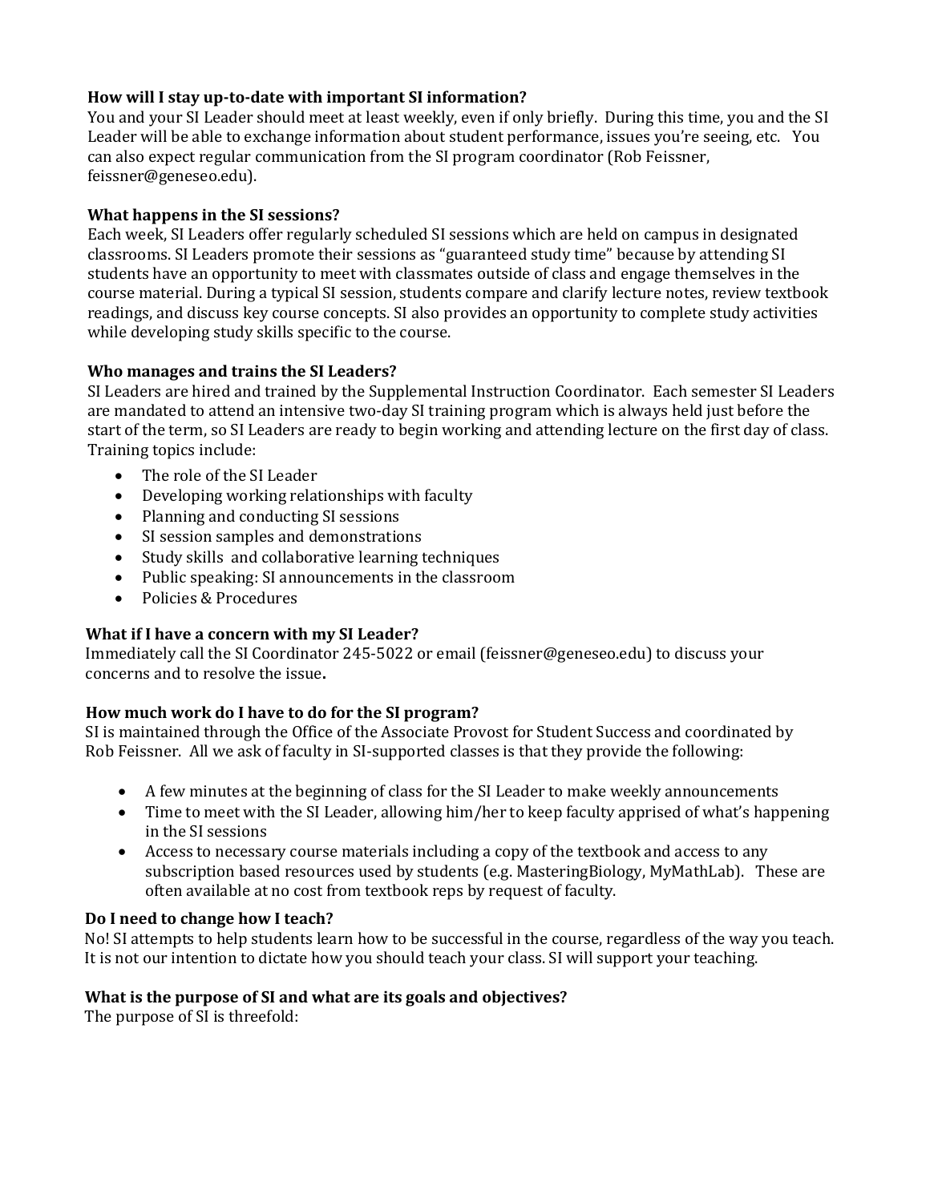**How will I stay up-to-date with important SI information?**
You and your SI Leader should meet at least weekly, even if only briefly. During this time, you and the SI Leader will be able to exchange information about student performance, issues you're seeing, etc. You can also expect regular communication from the SI program coordinator (Rob Feissner, feissner@geneseo.edu).

**What happens in the SI sessions?**
Each week, SI Leaders offer regularly scheduled SI sessions which are held on campus in designated classrooms. SI Leaders promote their sessions as "guaranteed study time" because by attending SI students have an opportunity to meet with classmates outside of class and engage themselves in the course material. During a typical SI session, students compare and clarify lecture notes, review textbook readings, and discuss key course concepts. SI also provides an opportunity to complete study activities while developing study skills specific to the course.

**Who manages and trains the SI Leaders?**
SI Leaders are hired and trained by the Supplemental Instruction Coordinator. Each semester SI Leaders are mandated to attend an intensive two-day SI training program which is always held just before the start of the term, so SI Leaders are ready to begin working and attending lecture on the first day of class. Training topics include:

- The role of the SI Leader
- Developing working relationships with faculty
- Planning and conducting SI sessions
- SI session samples and demonstrations
- Study skills and collaborative learning techniques
- Public speaking: SI announcements in the classroom
- Policies & Procedures

**What if I have a concern with my SI Leader?**
Immediately call the SI Coordinator 245-5022 or email (feissner@geneseo.edu) to discuss your concerns and to resolve the issue**.**

**How much work do I have to do for the SI program?**
SI is maintained through the Office of the Associate Provost for Student Success and coordinated by Rob Feissner. All we ask of faculty in SI-supported classes is that they provide the following:

- A few minutes at the beginning of class for the SI Leader to make weekly announcements
- Time to meet with the SI Leader, allowing him/her to keep faculty apprised of what's happening in the SI sessions
- Access to necessary course materials including a copy of the textbook and access to any subscription based resources used by students (e.g. MasteringBiology, MyMathLab). These are often available at no cost from textbook reps by request of faculty.

**Do I need to change how I teach?**
No! SI attempts to help students learn how to be successful in the course, regardless of the way you teach. It is not our intention to dictate how you should teach your class. SI will support your teaching.

**What is the purpose of SI and what are its goals and objectives?**
The purpose of SI is threefold: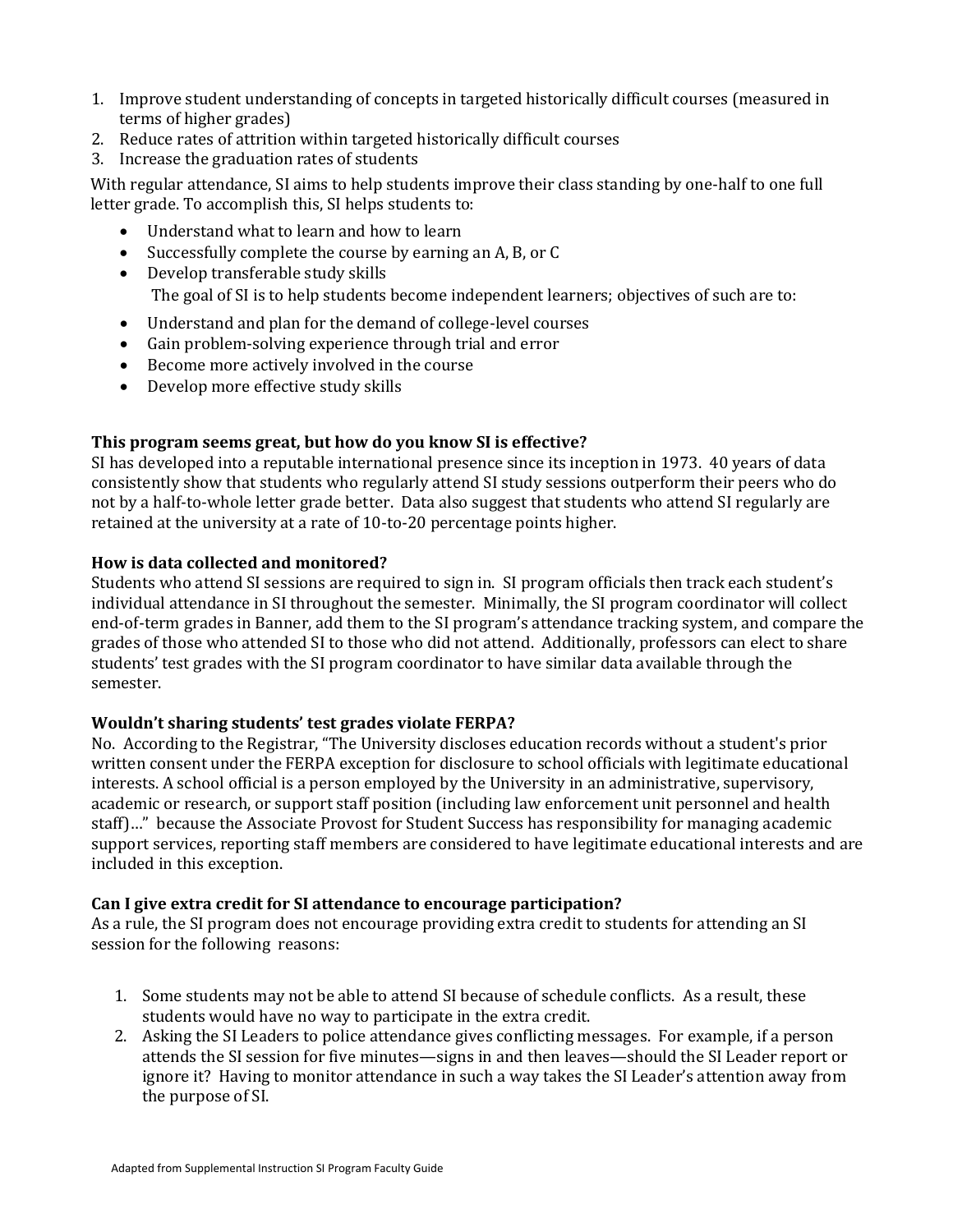1. Improve student understanding of concepts in targeted historically difficult courses (measured in terms of higher grades)
2. Reduce rates of attrition within targeted historically difficult courses
3. Increase the graduation rates of students

With regular attendance, SI aims to help students improve their class standing by one-half to one full letter grade. To accomplish this, SI helps students to:

- Understand what to learn and how to learn
- Successfully complete the course by earning an A, B, or C
- Develop transferable study skills

The goal of SI is to help students become independent learners; objectives of such are to:

- Understand and plan for the demand of college-level courses
- Gain problem-solving experience through trial and error
- Become more actively involved in the course
- Develop more effective study skills

**This program seems great, but how do you know SI is effective?**

SI has developed into a reputable international presence since its inception in 1973. 40 years of data consistently show that students who regularly attend SI study sessions outperform their peers who do not by a half-to-whole letter grade better. Data also suggest that students who attend SI regularly are retained at the university at a rate of 10-to-20 percentage points higher.

**How is data collected and monitored?**

Students who attend SI sessions are required to sign in. SI program officials then track each student's individual attendance in SI throughout the semester. Minimally, the SI program coordinator will collect end-of-term grades in Banner, add them to the SI program's attendance tracking system, and compare the grades of those who attended SI to those who did not attend. Additionally, professors can elect to share students' test grades with the SI program coordinator to have similar data available through the semester.

**Wouldn't sharing students' test grades violate FERPA?**

No. According to the Registrar, "The University discloses education records without a student's prior written consent under the FERPA exception for disclosure to school officials with legitimate educational interests. A school official is a person employed by the University in an administrative, supervisory, academic or research, or support staff position (including law enforcement unit personnel and health staff)…" because the Associate Provost for Student Success has responsibility for managing academic support services, reporting staff members are considered to have legitimate educational interests and are included in this exception.

**Can I give extra credit for SI attendance to encourage participation?**

As a rule, the SI program does not encourage providing extra credit to students for attending an SI session for the following reasons:

1. Some students may not be able to attend SI because of schedule conflicts. As a result, these students would have no way to participate in the extra credit.
2. Asking the SI Leaders to police attendance gives conflicting messages. For example, if a person attends the SI session for five minutes—signs in and then leaves—should the SI Leader report or ignore it? Having to monitor attendance in such a way takes the SI Leader's attention away from the purpose of SI.

Adapted from Supplemental Instruction SI Program Faculty Guide